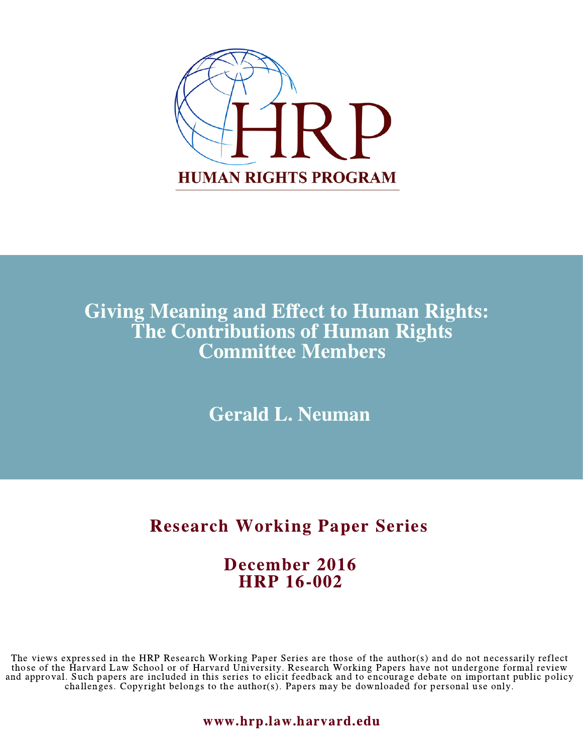HRP

HUMAN RIGHTS PROGRAM

# Giving Meaning and Effect to Human Rights: The Contributions of Human Rights Committee Members

**Gerald L. Neuman**

## Research Working Paper Series

**December 2016**
**HRP 16-002**

The views expressed in the HRP Research Working Paper Series are those of the author(s) and do not necessarily reflect those of the Harvard Law School or of Harvard University. Research Working Papers have not undergone formal review and approval. Such papers are included in this series to elicit feedback and to encourage debate on important public policy challenges. Copyright belongs to the author(s). Papers may be downloaded for personal use only.

**www.hrp.law.harvard.edu**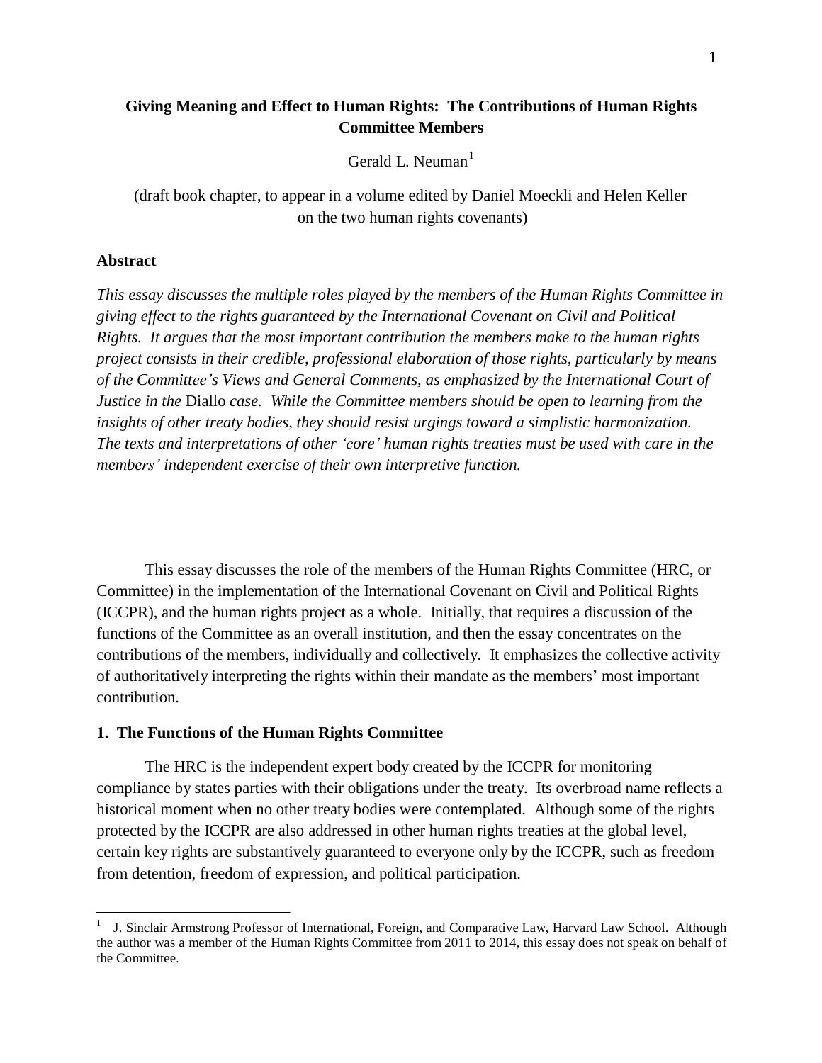# Giving Meaning and Effect to Human Rights: The Contributions of Human Rights Committee Members

Gerald L. Neuman[1]

(draft book chapter, to appear in a volume edited by Daniel Moeckli and Helen Keller on the two human rights covenants)

### Abstract

*This essay discusses the multiple roles played by the members of the Human Rights Committee in giving effect to the rights guaranteed by the International Covenant on Civil and Political Rights. It argues that the most important contribution the members make to the human rights project consists in their credible, professional elaboration of those rights, particularly by means of the Committee's Views and General Comments, as emphasized by the International Court of Justice in the* Diallo *case. While the Committee members should be open to learning from the insights of other treaty bodies, they should resist urgings toward a simplistic harmonization. The texts and interpretations of other 'core' human rights treaties must be used with care in the members' independent exercise of their own interpretive function.*

This essay discusses the role of the members of the Human Rights Committee (HRC, or Committee) in the implementation of the International Covenant on Civil and Political Rights (ICCPR), and the human rights project as a whole. Initially, that requires a discussion of the functions of the Committee as an overall institution, and then the essay concentrates on the contributions of the members, individually and collectively. It emphasizes the collective activity of authoritatively interpreting the rights within their mandate as the members' most important contribution.

### 1. The Functions of the Human Rights Committee

The HRC is the independent expert body created by the ICCPR for monitoring compliance by states parties with their obligations under the treaty. Its overbroad name reflects a historical moment when no other treaty bodies were contemplated. Although some of the rights protected by the ICCPR are also addressed in other human rights treaties at the global level, certain key rights are substantively guaranteed to everyone only by the ICCPR, such as freedom from detention, freedom of expression, and political participation.

---

[1] J. Sinclair Armstrong Professor of International, Foreign, and Comparative Law, Harvard Law School. Although the author was a member of the Human Rights Committee from 2011 to 2014, this essay does not speak on behalf of the Committee.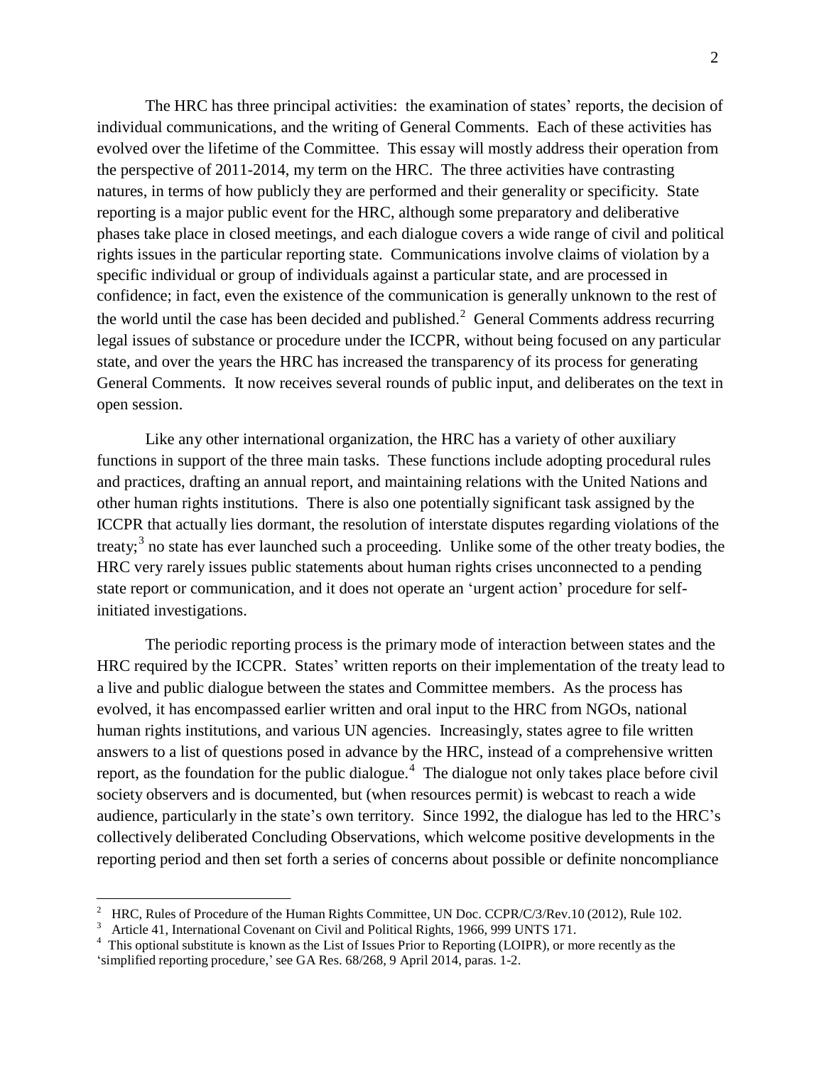The HRC has three principal activities: the examination of states' reports, the decision of individual communications, and the writing of General Comments. Each of these activities has evolved over the lifetime of the Committee. This essay will mostly address their operation from the perspective of 2011-2014, my term on the HRC. The three activities have contrasting natures, in terms of how publicly they are performed and their generality or specificity. State reporting is a major public event for the HRC, although some preparatory and deliberative phases take place in closed meetings, and each dialogue covers a wide range of civil and political rights issues in the particular reporting state. Communications involve claims of violation by a specific individual or group of individuals against a particular state, and are processed in confidence; in fact, even the existence of the communication is generally unknown to the rest of the world until the case has been decided and published.[2] General Comments address recurring legal issues of substance or procedure under the ICCPR, without being focused on any particular state, and over the years the HRC has increased the transparency of its process for generating General Comments. It now receives several rounds of public input, and deliberates on the text in open session.

Like any other international organization, the HRC has a variety of other auxiliary functions in support of the three main tasks. These functions include adopting procedural rules and practices, drafting an annual report, and maintaining relations with the United Nations and other human rights institutions. There is also one potentially significant task assigned by the ICCPR that actually lies dormant, the resolution of interstate disputes regarding violations of the treaty;[3] no state has ever launched such a proceeding. Unlike some of the other treaty bodies, the HRC very rarely issues public statements about human rights crises unconnected to a pending state report or communication, and it does not operate an 'urgent action' procedure for self-initiated investigations.

The periodic reporting process is the primary mode of interaction between states and the HRC required by the ICCPR. States' written reports on their implementation of the treaty lead to a live and public dialogue between the states and Committee members. As the process has evolved, it has encompassed earlier written and oral input to the HRC from NGOs, national human rights institutions, and various UN agencies. Increasingly, states agree to file written answers to a list of questions posed in advance by the HRC, instead of a comprehensive written report, as the foundation for the public dialogue.[4] The dialogue not only takes place before civil society observers and is documented, but (when resources permit) is webcast to reach a wide audience, particularly in the state's own territory. Since 1992, the dialogue has led to the HRC's collectively deliberated Concluding Observations, which welcome positive developments in the reporting period and then set forth a series of concerns about possible or definite noncompliance

---

[2] HRC, Rules of Procedure of the Human Rights Committee, UN Doc. CCPR/C/3/Rev.10 (2012), Rule 102.

[3] Article 41, International Covenant on Civil and Political Rights, 1966, 999 UNTS 171.

[4] This optional substitute is known as the List of Issues Prior to Reporting (LOIPR), or more recently as the 'simplified reporting procedure,' see GA Res. 68/268, 9 April 2014, paras. 1-2.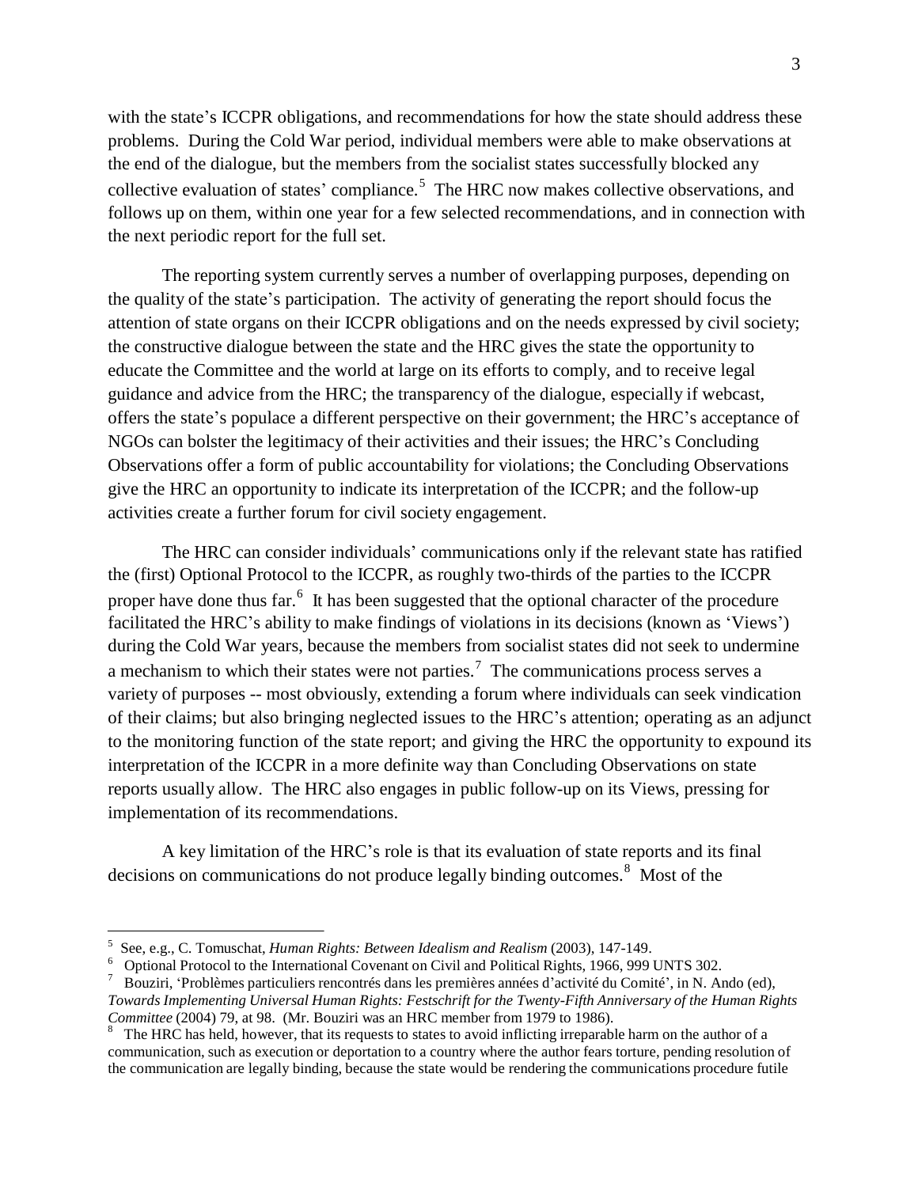with the state's ICCPR obligations, and recommendations for how the state should address these problems. During the Cold War period, individual members were able to make observations at the end of the dialogue, but the members from the socialist states successfully blocked any collective evaluation of states' compliance.[5] The HRC now makes collective observations, and follows up on them, within one year for a few selected recommendations, and in connection with the next periodic report for the full set.

The reporting system currently serves a number of overlapping purposes, depending on the quality of the state's participation. The activity of generating the report should focus the attention of state organs on their ICCPR obligations and on the needs expressed by civil society; the constructive dialogue between the state and the HRC gives the state the opportunity to educate the Committee and the world at large on its efforts to comply, and to receive legal guidance and advice from the HRC; the transparency of the dialogue, especially if webcast, offers the state's populace a different perspective on their government; the HRC's acceptance of NGOs can bolster the legitimacy of their activities and their issues; the HRC's Concluding Observations offer a form of public accountability for violations; the Concluding Observations give the HRC an opportunity to indicate its interpretation of the ICCPR; and the follow-up activities create a further forum for civil society engagement.

The HRC can consider individuals' communications only if the relevant state has ratified the (first) Optional Protocol to the ICCPR, as roughly two-thirds of the parties to the ICCPR proper have done thus far.[6] It has been suggested that the optional character of the procedure facilitated the HRC's ability to make findings of violations in its decisions (known as 'Views') during the Cold War years, because the members from socialist states did not seek to undermine a mechanism to which their states were not parties.[7] The communications process serves a variety of purposes -- most obviously, extending a forum where individuals can seek vindication of their claims; but also bringing neglected issues to the HRC's attention; operating as an adjunct to the monitoring function of the state report; and giving the HRC the opportunity to expound its interpretation of the ICCPR in a more definite way than Concluding Observations on state reports usually allow. The HRC also engages in public follow-up on its Views, pressing for implementation of its recommendations.

A key limitation of the HRC's role is that its evaluation of state reports and its final decisions on communications do not produce legally binding outcomes.[8] Most of the

---

[5] See, e.g., C. Tomuschat, *Human Rights: Between Idealism and Realism* (2003), 147-149.

[6] Optional Protocol to the International Covenant on Civil and Political Rights, 1966, 999 UNTS 302.

[7] Bouziri, 'Problèmes particuliers rencontrés dans les premières années d'activité du Comité', in N. Ando (ed), *Towards Implementing Universal Human Rights: Festschrift for the Twenty-Fifth Anniversary of the Human Rights Committee* (2004) 79, at 98. (Mr. Bouziri was an HRC member from 1979 to 1986).

[8] The HRC has held, however, that its requests to states to avoid inflicting irreparable harm on the author of a communication, such as execution or deportation to a country where the author fears torture, pending resolution of the communication are legally binding, because the state would be rendering the communications procedure futile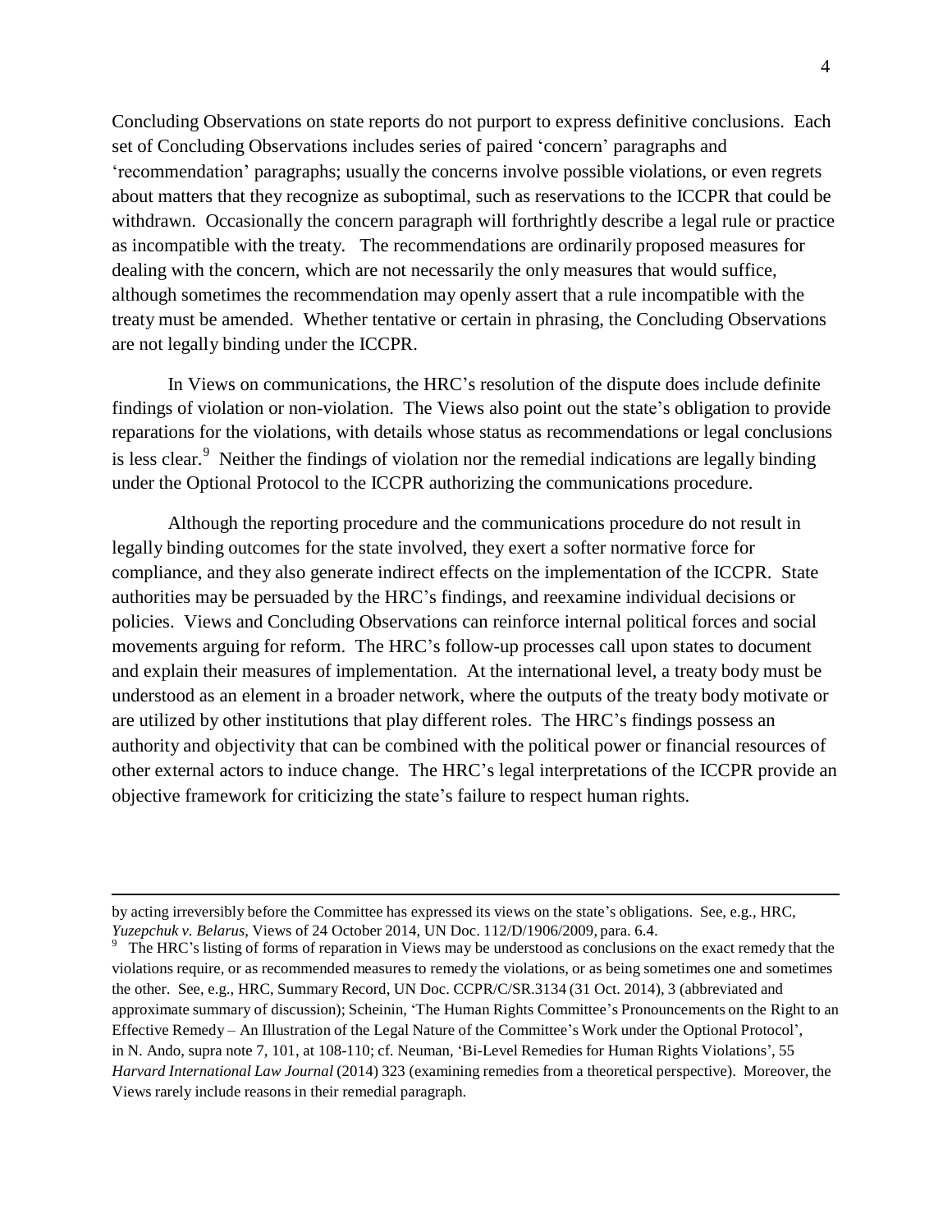Concluding Observations on state reports do not purport to express definitive conclusions. Each set of Concluding Observations includes series of paired 'concern' paragraphs and 'recommendation' paragraphs; usually the concerns involve possible violations, or even regrets about matters that they recognize as suboptimal, such as reservations to the ICCPR that could be withdrawn. Occasionally the concern paragraph will forthrightly describe a legal rule or practice as incompatible with the treaty. The recommendations are ordinarily proposed measures for dealing with the concern, which are not necessarily the only measures that would suffice, although sometimes the recommendation may openly assert that a rule incompatible with the treaty must be amended. Whether tentative or certain in phrasing, the Concluding Observations are not legally binding under the ICCPR.

In Views on communications, the HRC's resolution of the dispute does include definite findings of violation or non-violation. The Views also point out the state's obligation to provide reparations for the violations, with details whose status as recommendations or legal conclusions is less clear.[9] Neither the findings of violation nor the remedial indications are legally binding under the Optional Protocol to the ICCPR authorizing the communications procedure.

Although the reporting procedure and the communications procedure do not result in legally binding outcomes for the state involved, they exert a softer normative force for compliance, and they also generate indirect effects on the implementation of the ICCPR. State authorities may be persuaded by the HRC's findings, and reexamine individual decisions or policies. Views and Concluding Observations can reinforce internal political forces and social movements arguing for reform. The HRC's follow-up processes call upon states to document and explain their measures of implementation. At the international level, a treaty body must be understood as an element in a broader network, where the outputs of the treaty body motivate or are utilized by other institutions that play different roles. The HRC's findings possess an authority and objectivity that can be combined with the political power or financial resources of other external actors to induce change. The HRC's legal interpretations of the ICCPR provide an objective framework for criticizing the state's failure to respect human rights.

---

by acting irreversibly before the Committee has expressed its views on the state's obligations. See, e.g., HRC, *Yuzepchuk v. Belarus*, Views of 24 October 2014, UN Doc. 112/D/1906/2009, para. 6.4.

[9] The HRC's listing of forms of reparation in Views may be understood as conclusions on the exact remedy that the violations require, or as recommended measures to remedy the violations, or as being sometimes one and sometimes the other. See, e.g., HRC, Summary Record, UN Doc. CCPR/C/SR.3134 (31 Oct. 2014), 3 (abbreviated and approximate summary of discussion); Scheinin, 'The Human Rights Committee's Pronouncements on the Right to an Effective Remedy – An Illustration of the Legal Nature of the Committee's Work under the Optional Protocol', in N. Ando, supra note 7, 101, at 108-110; cf. Neuman, 'Bi-Level Remedies for Human Rights Violations', 55 *Harvard International Law Journal* (2014) 323 (examining remedies from a theoretical perspective). Moreover, the Views rarely include reasons in their remedial paragraph.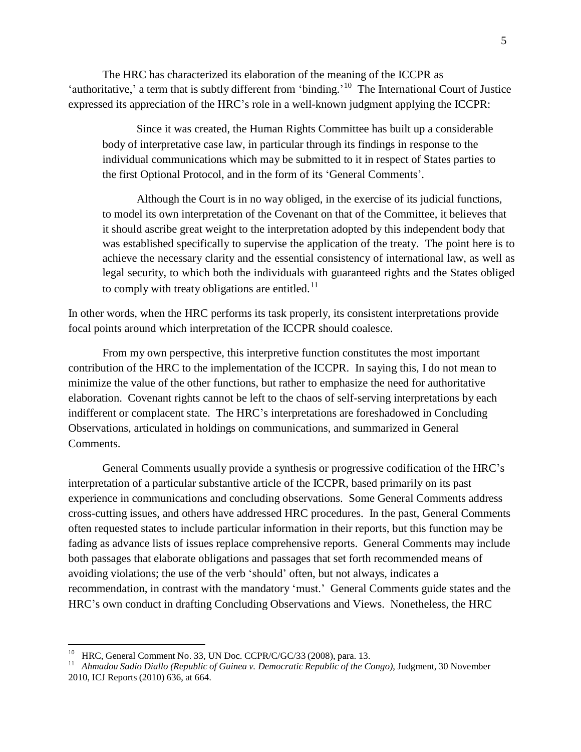The HRC has characterized its elaboration of the meaning of the ICCPR as 'authoritative,' a term that is subtly different from 'binding.'[10] The International Court of Justice expressed its appreciation of the HRC's role in a well-known judgment applying the ICCPR:

> Since it was created, the Human Rights Committee has built up a considerable body of interpretative case law, in particular through its findings in response to the individual communications which may be submitted to it in respect of States parties to the first Optional Protocol, and in the form of its 'General Comments'.
>
> Although the Court is in no way obliged, in the exercise of its judicial functions, to model its own interpretation of the Covenant on that of the Committee, it believes that it should ascribe great weight to the interpretation adopted by this independent body that was established specifically to supervise the application of the treaty. The point here is to achieve the necessary clarity and the essential consistency of international law, as well as legal security, to which both the individuals with guaranteed rights and the States obliged to comply with treaty obligations are entitled.[11]

In other words, when the HRC performs its task properly, its consistent interpretations provide focal points around which interpretation of the ICCPR should coalesce.

From my own perspective, this interpretive function constitutes the most important contribution of the HRC to the implementation of the ICCPR. In saying this, I do not mean to minimize the value of the other functions, but rather to emphasize the need for authoritative elaboration. Covenant rights cannot be left to the chaos of self-serving interpretations by each indifferent or complacent state. The HRC's interpretations are foreshadowed in Concluding Observations, articulated in holdings on communications, and summarized in General Comments.

General Comments usually provide a synthesis or progressive codification of the HRC's interpretation of a particular substantive article of the ICCPR, based primarily on its past experience in communications and concluding observations. Some General Comments address cross-cutting issues, and others have addressed HRC procedures. In the past, General Comments often requested states to include particular information in their reports, but this function may be fading as advance lists of issues replace comprehensive reports. General Comments may include both passages that elaborate obligations and passages that set forth recommended means of avoiding violations; the use of the verb 'should' often, but not always, indicates a recommendation, in contrast with the mandatory 'must.' General Comments guide states and the HRC's own conduct in drafting Concluding Observations and Views. Nonetheless, the HRC

---

[10] HRC, General Comment No. 33, UN Doc. CCPR/C/GC/33 (2008), para. 13.

[11] *Ahmadou Sadio Diallo (Republic of Guinea v. Democratic Republic of the Congo)*, Judgment, 30 November 2010, ICJ Reports (2010) 636, at 664.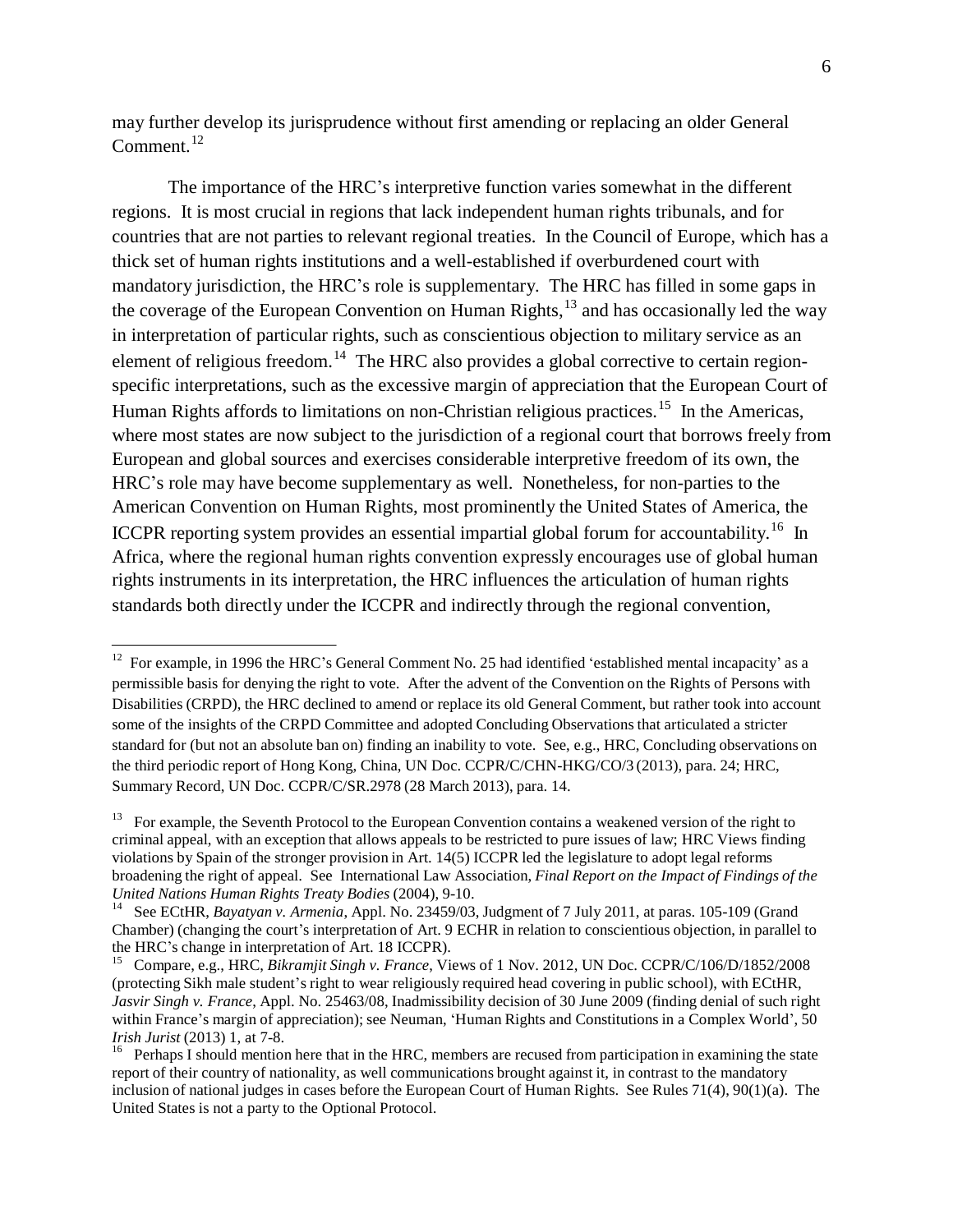may further develop its jurisprudence without first amending or replacing an older General Comment.[12]

The importance of the HRC's interpretive function varies somewhat in the different regions. It is most crucial in regions that lack independent human rights tribunals, and for countries that are not parties to relevant regional treaties. In the Council of Europe, which has a thick set of human rights institutions and a well-established if overburdened court with mandatory jurisdiction, the HRC's role is supplementary. The HRC has filled in some gaps in the coverage of the European Convention on Human Rights,[13] and has occasionally led the way in interpretation of particular rights, such as conscientious objection to military service as an element of religious freedom.[14] The HRC also provides a global corrective to certain region-specific interpretations, such as the excessive margin of appreciation that the European Court of Human Rights affords to limitations on non-Christian religious practices.[15] In the Americas, where most states are now subject to the jurisdiction of a regional court that borrows freely from European and global sources and exercises considerable interpretive freedom of its own, the HRC's role may have become supplementary as well. Nonetheless, for non-parties to the American Convention on Human Rights, most prominently the United States of America, the ICCPR reporting system provides an essential impartial global forum for accountability.[16] In Africa, where the regional human rights convention expressly encourages use of global human rights instruments in its interpretation, the HRC influences the articulation of human rights standards both directly under the ICCPR and indirectly through the regional convention,

---

[12] For example, in 1996 the HRC's General Comment No. 25 had identified 'established mental incapacity' as a permissible basis for denying the right to vote. After the advent of the Convention on the Rights of Persons with Disabilities (CRPD), the HRC declined to amend or replace its old General Comment, but rather took into account some of the insights of the CRPD Committee and adopted Concluding Observations that articulated a stricter standard for (but not an absolute ban on) finding an inability to vote. See, e.g., HRC, Concluding observations on the third periodic report of Hong Kong, China, UN Doc. CCPR/C/CHN-HKG/CO/3 (2013), para. 24; HRC, Summary Record, UN Doc. CCPR/C/SR.2978 (28 March 2013), para. 14.

[13] For example, the Seventh Protocol to the European Convention contains a weakened version of the right to criminal appeal, with an exception that allows appeals to be restricted to pure issues of law; HRC Views finding violations by Spain of the stronger provision in Art. 14(5) ICCPR led the legislature to adopt legal reforms broadening the right of appeal. See International Law Association, *Final Report on the Impact of Findings of the United Nations Human Rights Treaty Bodies* (2004), 9-10.

[14] See ECtHR, *Bayatyan v. Armenia*, Appl. No. 23459/03, Judgment of 7 July 2011, at paras. 105-109 (Grand Chamber) (changing the court's interpretation of Art. 9 ECHR in relation to conscientious objection, in parallel to the HRC's change in interpretation of Art. 18 ICCPR).

[15] Compare, e.g., HRC, *Bikramjit Singh v. France*, Views of 1 Nov. 2012, UN Doc. CCPR/C/106/D/1852/2008 (protecting Sikh male student's right to wear religiously required head covering in public school), with ECtHR, *Jasvir Singh v. France*, Appl. No. 25463/08, Inadmissibility decision of 30 June 2009 (finding denial of such right within France's margin of appreciation); see Neuman, 'Human Rights and Constitutions in a Complex World', 50 *Irish Jurist* (2013) 1, at 7-8.

[16] Perhaps I should mention here that in the HRC, members are recused from participation in examining the state report of their country of nationality, as well communications brought against it, in contrast to the mandatory inclusion of national judges in cases before the European Court of Human Rights. See Rules 71(4), 90(1)(a). The United States is not a party to the Optional Protocol.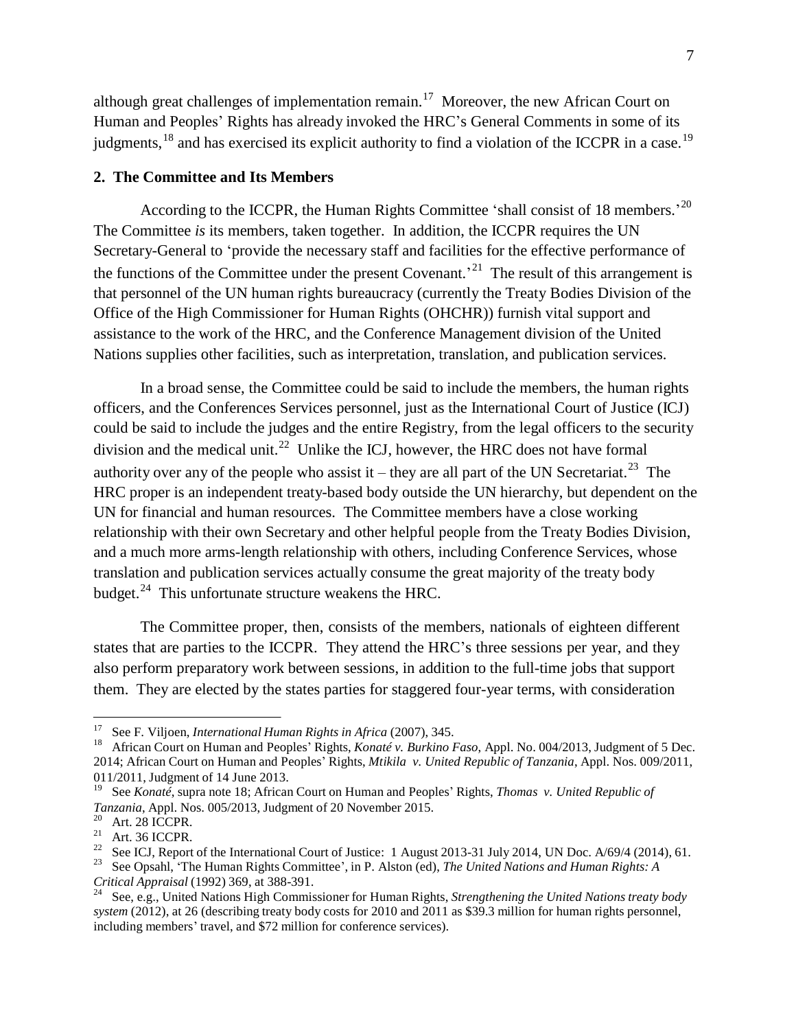although great challenges of implementation remain.[17] Moreover, the new African Court on Human and Peoples' Rights has already invoked the HRC's General Comments in some of its judgments,[18] and has exercised its explicit authority to find a violation of the ICCPR in a case.[19]

## 2. The Committee and Its Members

According to the ICCPR, the Human Rights Committee 'shall consist of 18 members.'[20] The Committee *is* its members, taken together. In addition, the ICCPR requires the UN Secretary-General to 'provide the necessary staff and facilities for the effective performance of the functions of the Committee under the present Covenant.'[21] The result of this arrangement is that personnel of the UN human rights bureaucracy (currently the Treaty Bodies Division of the Office of the High Commissioner for Human Rights (OHCHR)) furnish vital support and assistance to the work of the HRC, and the Conference Management division of the United Nations supplies other facilities, such as interpretation, translation, and publication services.

In a broad sense, the Committee could be said to include the members, the human rights officers, and the Conferences Services personnel, just as the International Court of Justice (ICJ) could be said to include the judges and the entire Registry, from the legal officers to the security division and the medical unit.[22] Unlike the ICJ, however, the HRC does not have formal authority over any of the people who assist it – they are all part of the UN Secretariat.[23] The HRC proper is an independent treaty-based body outside the UN hierarchy, but dependent on the UN for financial and human resources. The Committee members have a close working relationship with their own Secretary and other helpful people from the Treaty Bodies Division, and a much more arms-length relationship with others, including Conference Services, whose translation and publication services actually consume the great majority of the treaty body budget.[24] This unfortunate structure weakens the HRC.

The Committee proper, then, consists of the members, nationals of eighteen different states that are parties to the ICCPR. They attend the HRC's three sessions per year, and they also perform preparatory work between sessions, in addition to the full-time jobs that support them. They are elected by the states parties for staggered four-year terms, with consideration

---

[17] See F. Viljoen, *International Human Rights in Africa* (2007), 345.

[18] African Court on Human and Peoples' Rights, *Konaté v. Burkino Faso*, Appl. No. 004/2013, Judgment of 5 Dec. 2014; African Court on Human and Peoples' Rights, *Mtikila v. United Republic of Tanzania*, Appl. Nos. 009/2011, 011/2011, Judgment of 14 June 2013.

[19] See *Konaté*, supra note 18; African Court on Human and Peoples' Rights, *Thomas v. United Republic of Tanzania*, Appl. Nos. 005/2013, Judgment of 20 November 2015.

[20] Art. 28 ICCPR.

[21] Art. 36 ICCPR.

[22] See ICJ, Report of the International Court of Justice: 1 August 2013-31 July 2014, UN Doc. A/69/4 (2014), 61.

[23] See Opsahl, 'The Human Rights Committee', in P. Alston (ed), *The United Nations and Human Rights: A Critical Appraisal* (1992) 369, at 388-391.

[24] See, e.g., United Nations High Commissioner for Human Rights, *Strengthening the United Nations treaty body system* (2012), at 26 (describing treaty body costs for 2010 and 2011 as $39.3 million for human rights personnel, including members' travel, and $72 million for conference services).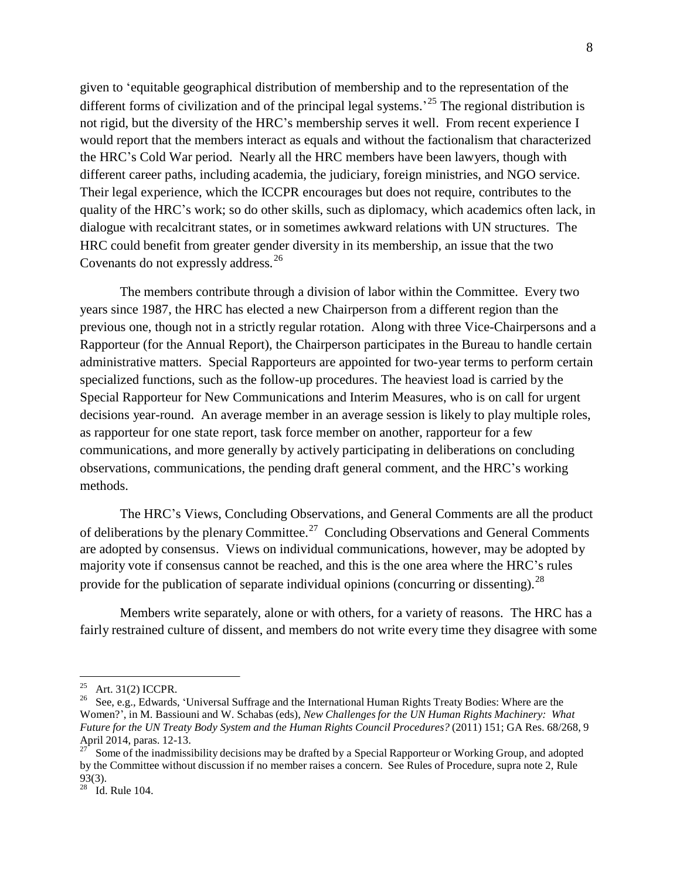given to 'equitable geographical distribution of membership and to the representation of the different forms of civilization and of the principal legal systems.'[25] The regional distribution is not rigid, but the diversity of the HRC's membership serves it well. From recent experience I would report that the members interact as equals and without the factionalism that characterized the HRC's Cold War period. Nearly all the HRC members have been lawyers, though with different career paths, including academia, the judiciary, foreign ministries, and NGO service. Their legal experience, which the ICCPR encourages but does not require, contributes to the quality of the HRC's work; so do other skills, such as diplomacy, which academics often lack, in dialogue with recalcitrant states, or in sometimes awkward relations with UN structures. The HRC could benefit from greater gender diversity in its membership, an issue that the two Covenants do not expressly address.[26]

The members contribute through a division of labor within the Committee. Every two years since 1987, the HRC has elected a new Chairperson from a different region than the previous one, though not in a strictly regular rotation. Along with three Vice-Chairpersons and a Rapporteur (for the Annual Report), the Chairperson participates in the Bureau to handle certain administrative matters. Special Rapporteurs are appointed for two-year terms to perform certain specialized functions, such as the follow-up procedures. The heaviest load is carried by the Special Rapporteur for New Communications and Interim Measures, who is on call for urgent decisions year-round. An average member in an average session is likely to play multiple roles, as rapporteur for one state report, task force member on another, rapporteur for a few communications, and more generally by actively participating in deliberations on concluding observations, communications, the pending draft general comment, and the HRC's working methods.

The HRC's Views, Concluding Observations, and General Comments are all the product of deliberations by the plenary Committee.[27] Concluding Observations and General Comments are adopted by consensus. Views on individual communications, however, may be adopted by majority vote if consensus cannot be reached, and this is the one area where the HRC's rules provide for the publication of separate individual opinions (concurring or dissenting).[28]

Members write separately, alone or with others, for a variety of reasons. The HRC has a fairly restrained culture of dissent, and members do not write every time they disagree with some

---

[25] Art. 31(2) ICCPR.

[26] See, e.g., Edwards, 'Universal Suffrage and the International Human Rights Treaty Bodies: Where are the Women?', in M. Bassiouni and W. Schabas (eds), *New Challenges for the UN Human Rights Machinery: What Future for the UN Treaty Body System and the Human Rights Council Procedures?* (2011) 151; GA Res. 68/268, 9 April 2014, paras. 12-13.

[27] Some of the inadmissibility decisions may be drafted by a Special Rapporteur or Working Group, and adopted by the Committee without discussion if no member raises a concern. See Rules of Procedure, supra note 2, Rule 93(3).

[28] Id. Rule 104.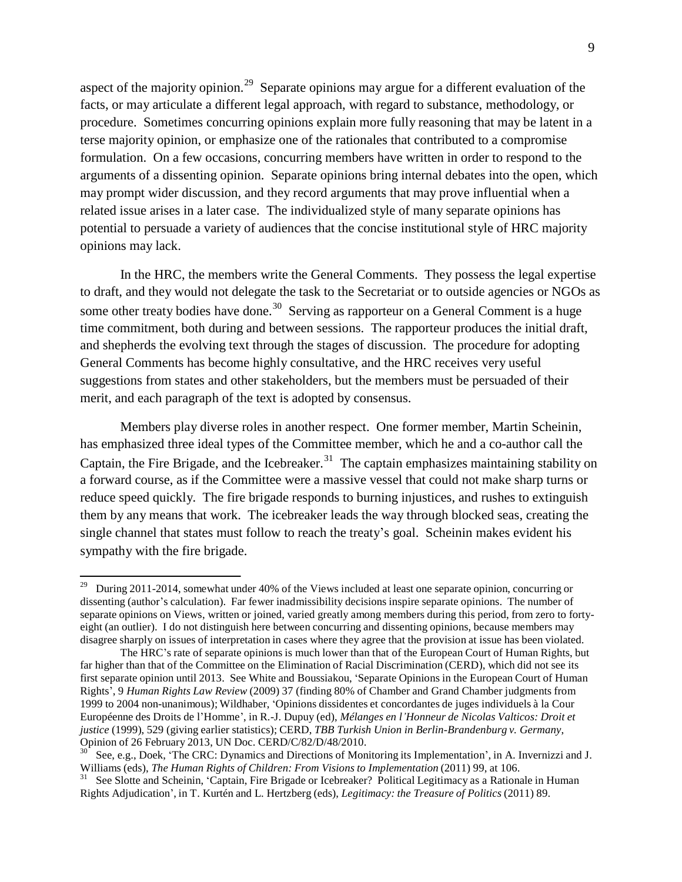aspect of the majority opinion.[29] Separate opinions may argue for a different evaluation of the facts, or may articulate a different legal approach, with regard to substance, methodology, or procedure. Sometimes concurring opinions explain more fully reasoning that may be latent in a terse majority opinion, or emphasize one of the rationales that contributed to a compromise formulation. On a few occasions, concurring members have written in order to respond to the arguments of a dissenting opinion. Separate opinions bring internal debates into the open, which may prompt wider discussion, and they record arguments that may prove influential when a related issue arises in a later case. The individualized style of many separate opinions has potential to persuade a variety of audiences that the concise institutional style of HRC majority opinions may lack.

In the HRC, the members write the General Comments. They possess the legal expertise to draft, and they would not delegate the task to the Secretariat or to outside agencies or NGOs as some other treaty bodies have done.[30] Serving as rapporteur on a General Comment is a huge time commitment, both during and between sessions. The rapporteur produces the initial draft, and shepherds the evolving text through the stages of discussion. The procedure for adopting General Comments has become highly consultative, and the HRC receives very useful suggestions from states and other stakeholders, but the members must be persuaded of their merit, and each paragraph of the text is adopted by consensus.

Members play diverse roles in another respect. One former member, Martin Scheinin, has emphasized three ideal types of the Committee member, which he and a co-author call the Captain, the Fire Brigade, and the Icebreaker.[31] The captain emphasizes maintaining stability on a forward course, as if the Committee were a massive vessel that could not make sharp turns or reduce speed quickly. The fire brigade responds to burning injustices, and rushes to extinguish them by any means that work. The icebreaker leads the way through blocked seas, creating the single channel that states must follow to reach the treaty's goal. Scheinin makes evident his sympathy with the fire brigade.

---

[29] During 2011-2014, somewhat under 40% of the Views included at least one separate opinion, concurring or dissenting (author's calculation). Far fewer inadmissibility decisions inspire separate opinions. The number of separate opinions on Views, written or joined, varied greatly among members during this period, from zero to forty-eight (an outlier). I do not distinguish here between concurring and dissenting opinions, because members may disagree sharply on issues of interpretation in cases where they agree that the provision at issue has been violated.

The HRC's rate of separate opinions is much lower than that of the European Court of Human Rights, but far higher than that of the Committee on the Elimination of Racial Discrimination (CERD), which did not see its first separate opinion until 2013. See White and Boussiakou, 'Separate Opinions in the European Court of Human Rights', 9 *Human Rights Law Review* (2009) 37 (finding 80% of Chamber and Grand Chamber judgments from 1999 to 2004 non-unanimous); Wildhaber, 'Opinions dissidentes et concordantes de juges individuels à la Cour Européenne des Droits de l'Homme', in R.-J. Dupuy (ed), *Mélanges en l'Honneur de Nicolas Valticos: Droit et justice* (1999), 529 (giving earlier statistics); CERD, *TBB Turkish Union in Berlin-Brandenburg v. Germany*, Opinion of 26 February 2013, UN Doc. CERD/C/82/D/48/2010.

[30] See, e.g., Doek, 'The CRC: Dynamics and Directions of Monitoring its Implementation', in A. Invernizzi and J. Williams (eds), *The Human Rights of Children: From Visions to Implementation* (2011) 99, at 106.

[31] See Slotte and Scheinin, 'Captain, Fire Brigade or Icebreaker? Political Legitimacy as a Rationale in Human Rights Adjudication', in T. Kurtén and L. Hertzberg (eds), *Legitimacy: the Treasure of Politics* (2011) 89.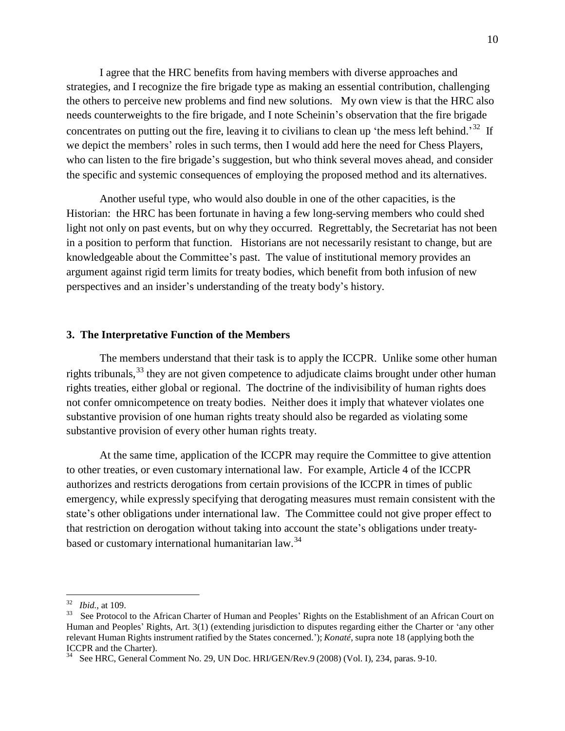I agree that the HRC benefits from having members with diverse approaches and strategies, and I recognize the fire brigade type as making an essential contribution, challenging the others to perceive new problems and find new solutions. My own view is that the HRC also needs counterweights to the fire brigade, and I note Scheinin's observation that the fire brigade concentrates on putting out the fire, leaving it to civilians to clean up 'the mess left behind.'[32] If we depict the members' roles in such terms, then I would add here the need for Chess Players, who can listen to the fire brigade's suggestion, but who think several moves ahead, and consider the specific and systemic consequences of employing the proposed method and its alternatives.

Another useful type, who would also double in one of the other capacities, is the Historian: the HRC has been fortunate in having a few long-serving members who could shed light not only on past events, but on why they occurred. Regrettably, the Secretariat has not been in a position to perform that function. Historians are not necessarily resistant to change, but are knowledgeable about the Committee's past. The value of institutional memory provides an argument against rigid term limits for treaty bodies, which benefit from both infusion of new perspectives and an insider's understanding of the treaty body's history.

### 3. The Interpretative Function of the Members

The members understand that their task is to apply the ICCPR. Unlike some other human rights tribunals,[33] they are not given competence to adjudicate claims brought under other human rights treaties, either global or regional. The doctrine of the indivisibility of human rights does not confer omnicompetence on treaty bodies. Neither does it imply that whatever violates one substantive provision of one human rights treaty should also be regarded as violating some substantive provision of every other human rights treaty.

At the same time, application of the ICCPR may require the Committee to give attention to other treaties, or even customary international law. For example, Article 4 of the ICCPR authorizes and restricts derogations from certain provisions of the ICCPR in times of public emergency, while expressly specifying that derogating measures must remain consistent with the state's other obligations under international law. The Committee could not give proper effect to that restriction on derogation without taking into account the state's obligations under treaty-based or customary international humanitarian law.[34]

---

[32] *Ibid.*, at 109.

[33] See Protocol to the African Charter of Human and Peoples' Rights on the Establishment of an African Court on Human and Peoples' Rights, Art. 3(1) (extending jurisdiction to disputes regarding either the Charter or 'any other relevant Human Rights instrument ratified by the States concerned.'); *Konaté*, supra note 18 (applying both the ICCPR and the Charter).

[34] See HRC, General Comment No. 29, UN Doc. HRI/GEN/Rev.9 (2008) (Vol. I), 234, paras. 9-10.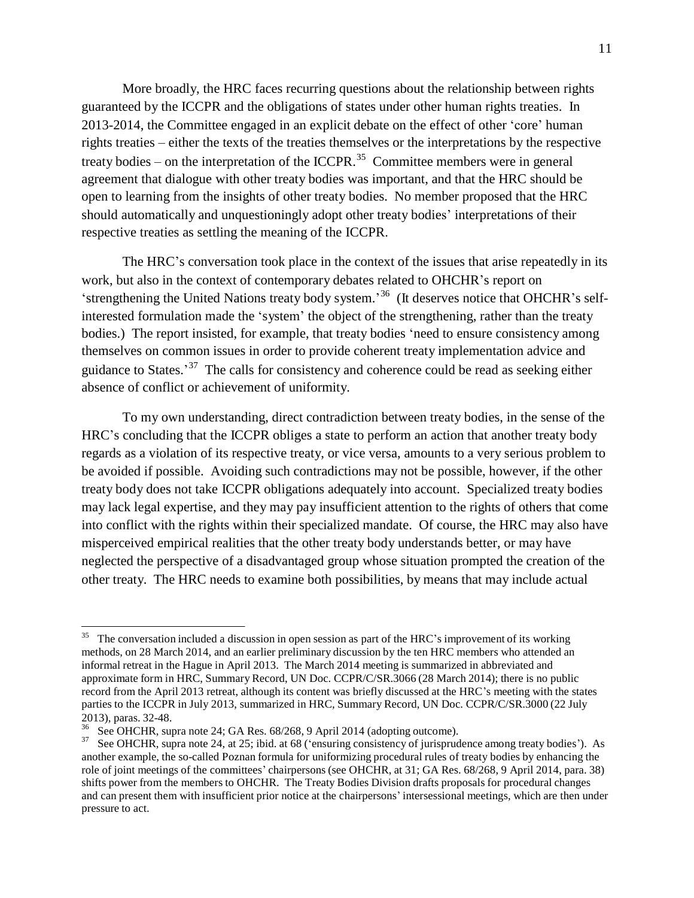More broadly, the HRC faces recurring questions about the relationship between rights guaranteed by the ICCPR and the obligations of states under other human rights treaties. In 2013-2014, the Committee engaged in an explicit debate on the effect of other 'core' human rights treaties – either the texts of the treaties themselves or the interpretations by the respective treaty bodies – on the interpretation of the ICCPR.[35] Committee members were in general agreement that dialogue with other treaty bodies was important, and that the HRC should be open to learning from the insights of other treaty bodies. No member proposed that the HRC should automatically and unquestioningly adopt other treaty bodies' interpretations of their respective treaties as settling the meaning of the ICCPR.

The HRC's conversation took place in the context of the issues that arise repeatedly in its work, but also in the context of contemporary debates related to OHCHR's report on 'strengthening the United Nations treaty body system.'[36] (It deserves notice that OHCHR's self-interested formulation made the 'system' the object of the strengthening, rather than the treaty bodies.) The report insisted, for example, that treaty bodies 'need to ensure consistency among themselves on common issues in order to provide coherent treaty implementation advice and guidance to States.'[37] The calls for consistency and coherence could be read as seeking either absence of conflict or achievement of uniformity.

To my own understanding, direct contradiction between treaty bodies, in the sense of the HRC's concluding that the ICCPR obliges a state to perform an action that another treaty body regards as a violation of its respective treaty, or vice versa, amounts to a very serious problem to be avoided if possible. Avoiding such contradictions may not be possible, however, if the other treaty body does not take ICCPR obligations adequately into account. Specialized treaty bodies may lack legal expertise, and they may pay insufficient attention to the rights of others that come into conflict with the rights within their specialized mandate. Of course, the HRC may also have misperceived empirical realities that the other treaty body understands better, or may have neglected the perspective of a disadvantaged group whose situation prompted the creation of the other treaty. The HRC needs to examine both possibilities, by means that may include actual

---

[35] The conversation included a discussion in open session as part of the HRC's improvement of its working methods, on 28 March 2014, and an earlier preliminary discussion by the ten HRC members who attended an informal retreat in the Hague in April 2013. The March 2014 meeting is summarized in abbreviated and approximate form in HRC, Summary Record, UN Doc. CCPR/C/SR.3066 (28 March 2014); there is no public record from the April 2013 retreat, although its content was briefly discussed at the HRC's meeting with the states parties to the ICCPR in July 2013, summarized in HRC, Summary Record, UN Doc. CCPR/C/SR.3000 (22 July 2013), paras. 32-48.

[36] See OHCHR, supra note 24; GA Res. 68/268, 9 April 2014 (adopting outcome).

[37] See OHCHR, supra note 24, at 25; ibid. at 68 ('ensuring consistency of jurisprudence among treaty bodies'). As another example, the so-called Poznan formula for uniformizing procedural rules of treaty bodies by enhancing the role of joint meetings of the committees' chairpersons (see OHCHR, at 31; GA Res. 68/268, 9 April 2014, para. 38) shifts power from the members to OHCHR. The Treaty Bodies Division drafts proposals for procedural changes and can present them with insufficient prior notice at the chairpersons' intersessional meetings, which are then under pressure to act.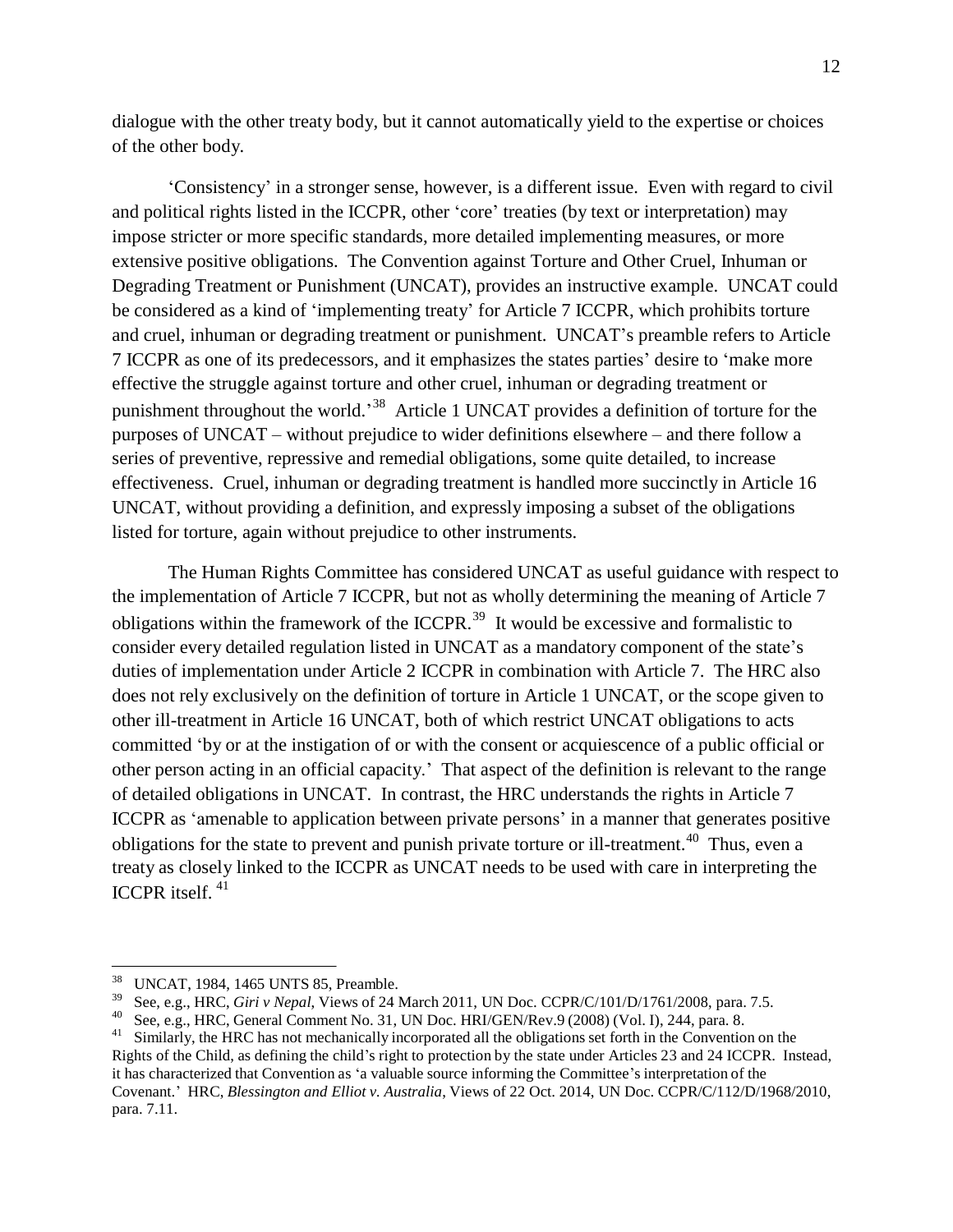dialogue with the other treaty body, but it cannot automatically yield to the expertise or choices of the other body.

'Consistency' in a stronger sense, however, is a different issue. Even with regard to civil and political rights listed in the ICCPR, other 'core' treaties (by text or interpretation) may impose stricter or more specific standards, more detailed implementing measures, or more extensive positive obligations. The Convention against Torture and Other Cruel, Inhuman or Degrading Treatment or Punishment (UNCAT), provides an instructive example. UNCAT could be considered as a kind of 'implementing treaty' for Article 7 ICCPR, which prohibits torture and cruel, inhuman or degrading treatment or punishment. UNCAT's preamble refers to Article 7 ICCPR as one of its predecessors, and it emphasizes the states parties' desire to 'make more effective the struggle against torture and other cruel, inhuman or degrading treatment or punishment throughout the world.'[38] Article 1 UNCAT provides a definition of torture for the purposes of UNCAT – without prejudice to wider definitions elsewhere – and there follow a series of preventive, repressive and remedial obligations, some quite detailed, to increase effectiveness. Cruel, inhuman or degrading treatment is handled more succinctly in Article 16 UNCAT, without providing a definition, and expressly imposing a subset of the obligations listed for torture, again without prejudice to other instruments.

The Human Rights Committee has considered UNCAT as useful guidance with respect to the implementation of Article 7 ICCPR, but not as wholly determining the meaning of Article 7 obligations within the framework of the ICCPR.[39] It would be excessive and formalistic to consider every detailed regulation listed in UNCAT as a mandatory component of the state's duties of implementation under Article 2 ICCPR in combination with Article 7. The HRC also does not rely exclusively on the definition of torture in Article 1 UNCAT, or the scope given to other ill-treatment in Article 16 UNCAT, both of which restrict UNCAT obligations to acts committed 'by or at the instigation of or with the consent or acquiescence of a public official or other person acting in an official capacity.' That aspect of the definition is relevant to the range of detailed obligations in UNCAT. In contrast, the HRC understands the rights in Article 7 ICCPR as 'amenable to application between private persons' in a manner that generates positive obligations for the state to prevent and punish private torture or ill-treatment.[40] Thus, even a treaty as closely linked to the ICCPR as UNCAT needs to be used with care in interpreting the ICCPR itself.[41]

---

[38] UNCAT, 1984, 1465 UNTS 85, Preamble.

[39] See, e.g., HRC, *Giri v Nepal*, Views of 24 March 2011, UN Doc. CCPR/C/101/D/1761/2008, para. 7.5.

[40] See, e.g., HRC, General Comment No. 31, UN Doc. HRI/GEN/Rev.9 (2008) (Vol. I), 244, para. 8.

[41] Similarly, the HRC has not mechanically incorporated all the obligations set forth in the Convention on the Rights of the Child, as defining the child's right to protection by the state under Articles 23 and 24 ICCPR. Instead, it has characterized that Convention as 'a valuable source informing the Committee's interpretation of the Covenant.' HRC, *Blessington and Elliot v. Australia*, Views of 22 Oct. 2014, UN Doc. CCPR/C/112/D/1968/2010, para. 7.11.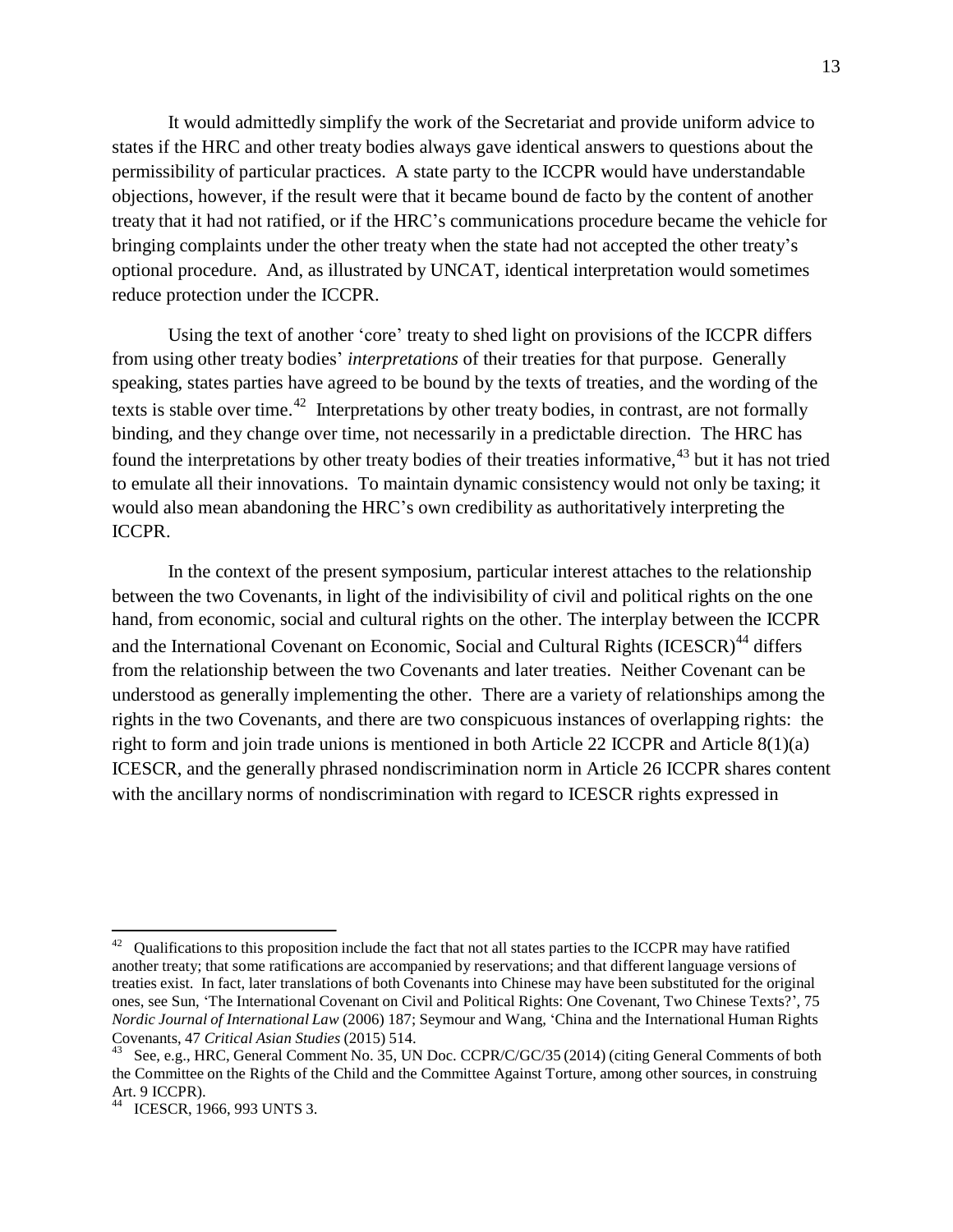It would admittedly simplify the work of the Secretariat and provide uniform advice to states if the HRC and other treaty bodies always gave identical answers to questions about the permissibility of particular practices. A state party to the ICCPR would have understandable objections, however, if the result were that it became bound de facto by the content of another treaty that it had not ratified, or if the HRC's communications procedure became the vehicle for bringing complaints under the other treaty when the state had not accepted the other treaty's optional procedure. And, as illustrated by UNCAT, identical interpretation would sometimes reduce protection under the ICCPR.

Using the text of another 'core' treaty to shed light on provisions of the ICCPR differs from using other treaty bodies' *interpretations* of their treaties for that purpose. Generally speaking, states parties have agreed to be bound by the texts of treaties, and the wording of the texts is stable over time.[42] Interpretations by other treaty bodies, in contrast, are not formally binding, and they change over time, not necessarily in a predictable direction. The HRC has found the interpretations by other treaty bodies of their treaties informative,[43] but it has not tried to emulate all their innovations. To maintain dynamic consistency would not only be taxing; it would also mean abandoning the HRC's own credibility as authoritatively interpreting the ICCPR.

In the context of the present symposium, particular interest attaches to the relationship between the two Covenants, in light of the indivisibility of civil and political rights on the one hand, from economic, social and cultural rights on the other. The interplay between the ICCPR and the International Covenant on Economic, Social and Cultural Rights (ICESCR)[44] differs from the relationship between the two Covenants and later treaties. Neither Covenant can be understood as generally implementing the other. There are a variety of relationships among the rights in the two Covenants, and there are two conspicuous instances of overlapping rights: the right to form and join trade unions is mentioned in both Article 22 ICCPR and Article 8(1)(a) ICESCR, and the generally phrased nondiscrimination norm in Article 26 ICCPR shares content with the ancillary norms of nondiscrimination with regard to ICESCR rights expressed in

---

[42] Qualifications to this proposition include the fact that not all states parties to the ICCPR may have ratified another treaty; that some ratifications are accompanied by reservations; and that different language versions of treaties exist. In fact, later translations of both Covenants into Chinese may have been substituted for the original ones, see Sun, 'The International Covenant on Civil and Political Rights: One Covenant, Two Chinese Texts?', 75 *Nordic Journal of International Law* (2006) 187; Seymour and Wang, 'China and the International Human Rights Covenants, 47 *Critical Asian Studies* (2015) 514.

[43] See, e.g., HRC, General Comment No. 35, UN Doc. CCPR/C/GC/35 (2014) (citing General Comments of both the Committee on the Rights of the Child and the Committee Against Torture, among other sources, in construing Art. 9 ICCPR).

[44] ICESCR, 1966, 993 UNTS 3.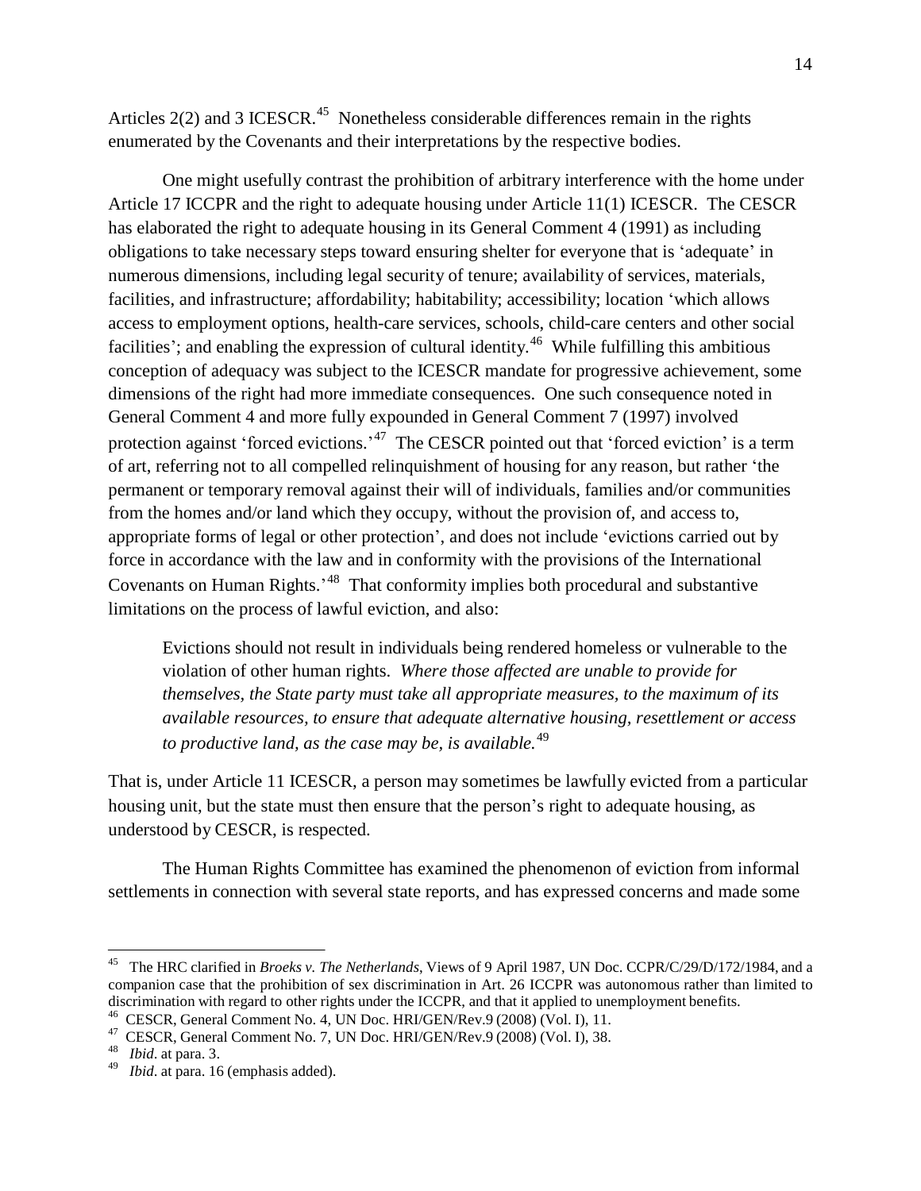Articles 2(2) and 3 ICESCR.[45] Nonetheless considerable differences remain in the rights enumerated by the Covenants and their interpretations by the respective bodies.

One might usefully contrast the prohibition of arbitrary interference with the home under Article 17 ICCPR and the right to adequate housing under Article 11(1) ICESCR. The CESCR has elaborated the right to adequate housing in its General Comment 4 (1991) as including obligations to take necessary steps toward ensuring shelter for everyone that is 'adequate' in numerous dimensions, including legal security of tenure; availability of services, materials, facilities, and infrastructure; affordability; habitability; accessibility; location 'which allows access to employment options, health-care services, schools, child-care centers and other social facilities'; and enabling the expression of cultural identity.[46] While fulfilling this ambitious conception of adequacy was subject to the ICESCR mandate for progressive achievement, some dimensions of the right had more immediate consequences. One such consequence noted in General Comment 4 and more fully expounded in General Comment 7 (1997) involved protection against 'forced evictions.'[47] The CESCR pointed out that 'forced eviction' is a term of art, referring not to all compelled relinquishment of housing for any reason, but rather 'the permanent or temporary removal against their will of individuals, families and/or communities from the homes and/or land which they occupy, without the provision of, and access to, appropriate forms of legal or other protection', and does not include 'evictions carried out by force in accordance with the law and in conformity with the provisions of the International Covenants on Human Rights.'[48] That conformity implies both procedural and substantive limitations on the process of lawful eviction, and also:

> Evictions should not result in individuals being rendered homeless or vulnerable to the violation of other human rights. *Where those affected are unable to provide for themselves, the State party must take all appropriate measures, to the maximum of its available resources, to ensure that adequate alternative housing, resettlement or access to productive land, as the case may be, is available.*[49]

That is, under Article 11 ICESCR, a person may sometimes be lawfully evicted from a particular housing unit, but the state must then ensure that the person's right to adequate housing, as understood by CESCR, is respected.

The Human Rights Committee has examined the phenomenon of eviction from informal settlements in connection with several state reports, and has expressed concerns and made some

---

[45] The HRC clarified in *Broeks v. The Netherlands*, Views of 9 April 1987, UN Doc. CCPR/C/29/D/172/1984, and a companion case that the prohibition of sex discrimination in Art. 26 ICCPR was autonomous rather than limited to discrimination with regard to other rights under the ICCPR, and that it applied to unemployment benefits.

[46] CESCR, General Comment No. 4, UN Doc. HRI/GEN/Rev.9 (2008) (Vol. I), 11.

[47] CESCR, General Comment No. 7, UN Doc. HRI/GEN/Rev.9 (2008) (Vol. I), 38.

[48] *Ibid*. at para. 3.

[49] *Ibid*. at para. 16 (emphasis added).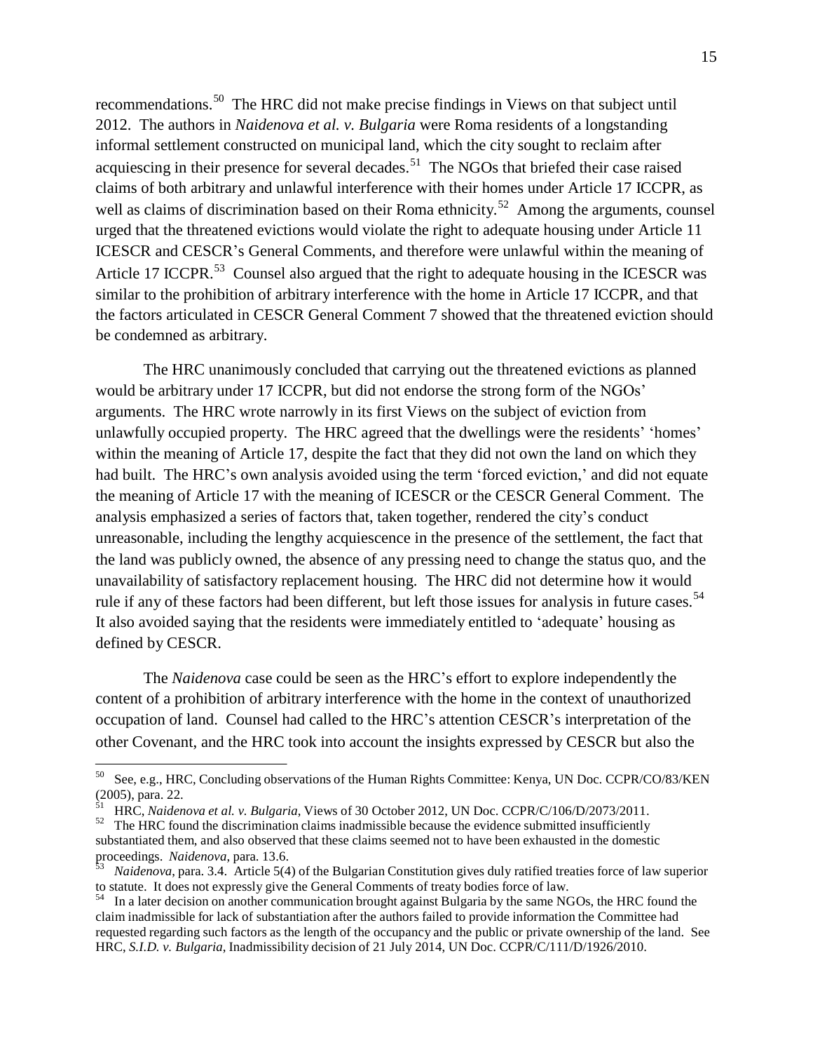recommendations.[50] The HRC did not make precise findings in Views on that subject until 2012. The authors in *Naidenova et al. v. Bulgaria* were Roma residents of a longstanding informal settlement constructed on municipal land, which the city sought to reclaim after acquiescing in their presence for several decades.[51] The NGOs that briefed their case raised claims of both arbitrary and unlawful interference with their homes under Article 17 ICCPR, as well as claims of discrimination based on their Roma ethnicity.[52] Among the arguments, counsel urged that the threatened evictions would violate the right to adequate housing under Article 11 ICESCR and CESCR's General Comments, and therefore were unlawful within the meaning of Article 17 ICCPR.[53] Counsel also argued that the right to adequate housing in the ICESCR was similar to the prohibition of arbitrary interference with the home in Article 17 ICCPR, and that the factors articulated in CESCR General Comment 7 showed that the threatened eviction should be condemned as arbitrary.

The HRC unanimously concluded that carrying out the threatened evictions as planned would be arbitrary under 17 ICCPR, but did not endorse the strong form of the NGOs' arguments. The HRC wrote narrowly in its first Views on the subject of eviction from unlawfully occupied property. The HRC agreed that the dwellings were the residents' 'homes' within the meaning of Article 17, despite the fact that they did not own the land on which they had built. The HRC's own analysis avoided using the term 'forced eviction,' and did not equate the meaning of Article 17 with the meaning of ICESCR or the CESCR General Comment. The analysis emphasized a series of factors that, taken together, rendered the city's conduct unreasonable, including the lengthy acquiescence in the presence of the settlement, the fact that the land was publicly owned, the absence of any pressing need to change the status quo, and the unavailability of satisfactory replacement housing. The HRC did not determine how it would rule if any of these factors had been different, but left those issues for analysis in future cases.[54] It also avoided saying that the residents were immediately entitled to 'adequate' housing as defined by CESCR.

The *Naidenova* case could be seen as the HRC's effort to explore independently the content of a prohibition of arbitrary interference with the home in the context of unauthorized occupation of land. Counsel had called to the HRC's attention CESCR's interpretation of the other Covenant, and the HRC took into account the insights expressed by CESCR but also the

---

[50] See, e.g., HRC, Concluding observations of the Human Rights Committee: Kenya, UN Doc. CCPR/CO/83/KEN (2005), para. 22.

[51] HRC, *Naidenova et al. v. Bulgaria*, Views of 30 October 2012, UN Doc. CCPR/C/106/D/2073/2011.

[52] The HRC found the discrimination claims inadmissible because the evidence submitted insufficiently substantiated them, and also observed that these claims seemed not to have been exhausted in the domestic proceedings. *Naidenova*, para. 13.6.

[53] *Naidenova*, para. 3.4. Article 5(4) of the Bulgarian Constitution gives duly ratified treaties force of law superior to statute. It does not expressly give the General Comments of treaty bodies force of law.

[54] In a later decision on another communication brought against Bulgaria by the same NGOs, the HRC found the claim inadmissible for lack of substantiation after the authors failed to provide information the Committee had requested regarding such factors as the length of the occupancy and the public or private ownership of the land. See HRC, *S.I.D. v. Bulgaria*, Inadmissibility decision of 21 July 2014, UN Doc. CCPR/C/111/D/1926/2010.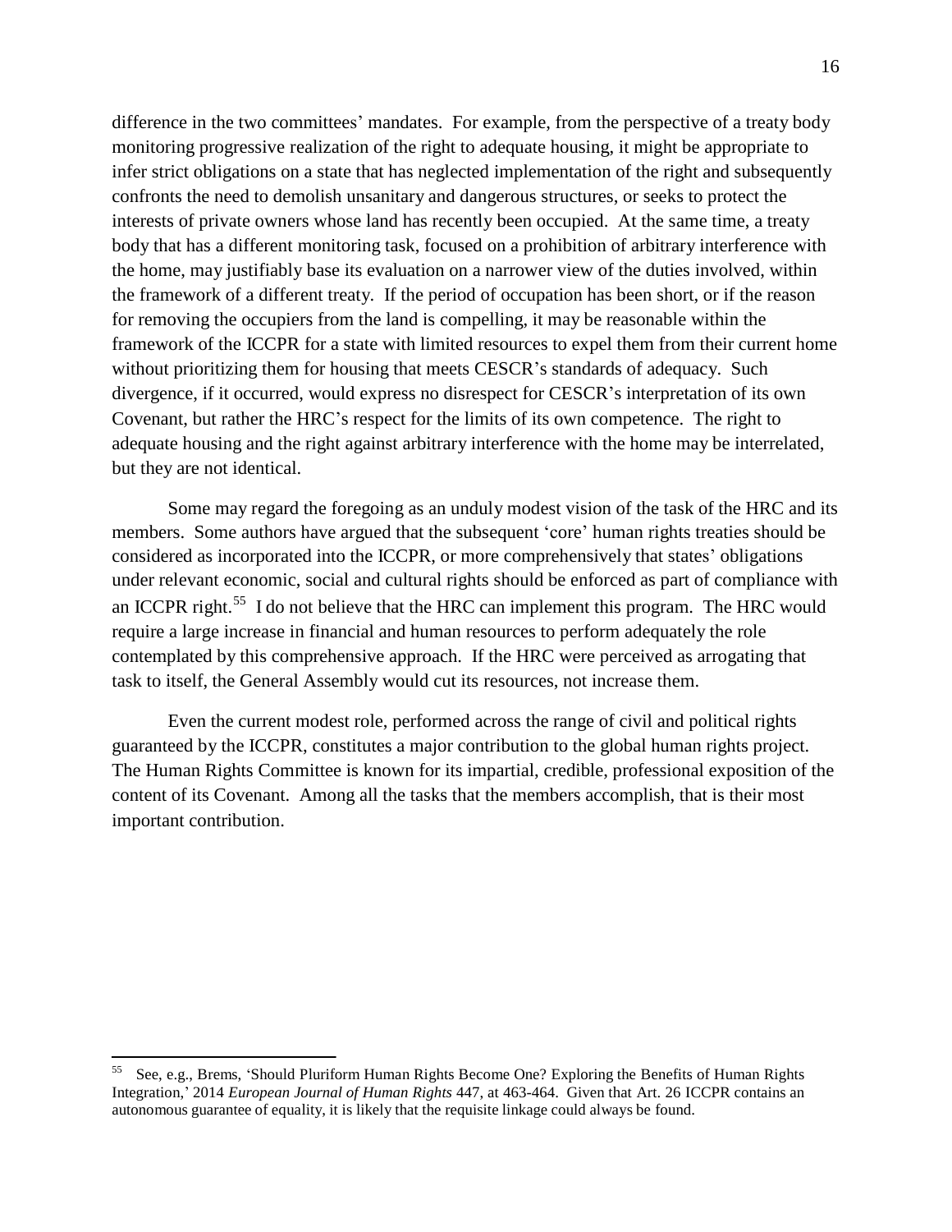difference in the two committees' mandates. For example, from the perspective of a treaty body monitoring progressive realization of the right to adequate housing, it might be appropriate to infer strict obligations on a state that has neglected implementation of the right and subsequently confronts the need to demolish unsanitary and dangerous structures, or seeks to protect the interests of private owners whose land has recently been occupied. At the same time, a treaty body that has a different monitoring task, focused on a prohibition of arbitrary interference with the home, may justifiably base its evaluation on a narrower view of the duties involved, within the framework of a different treaty. If the period of occupation has been short, or if the reason for removing the occupiers from the land is compelling, it may be reasonable within the framework of the ICCPR for a state with limited resources to expel them from their current home without prioritizing them for housing that meets CESCR's standards of adequacy. Such divergence, if it occurred, would express no disrespect for CESCR's interpretation of its own Covenant, but rather the HRC's respect for the limits of its own competence. The right to adequate housing and the right against arbitrary interference with the home may be interrelated, but they are not identical.

Some may regard the foregoing as an unduly modest vision of the task of the HRC and its members. Some authors have argued that the subsequent 'core' human rights treaties should be considered as incorporated into the ICCPR, or more comprehensively that states' obligations under relevant economic, social and cultural rights should be enforced as part of compliance with an ICCPR right.[55] I do not believe that the HRC can implement this program. The HRC would require a large increase in financial and human resources to perform adequately the role contemplated by this comprehensive approach. If the HRC were perceived as arrogating that task to itself, the General Assembly would cut its resources, not increase them.

Even the current modest role, performed across the range of civil and political rights guaranteed by the ICCPR, constitutes a major contribution to the global human rights project. The Human Rights Committee is known for its impartial, credible, professional exposition of the content of its Covenant. Among all the tasks that the members accomplish, that is their most important contribution.

---

[55] See, e.g., Brems, 'Should Pluriform Human Rights Become One? Exploring the Benefits of Human Rights Integration,' 2014 *European Journal of Human Rights* 447, at 463-464. Given that Art. 26 ICCPR contains an autonomous guarantee of equality, it is likely that the requisite linkage could always be found.